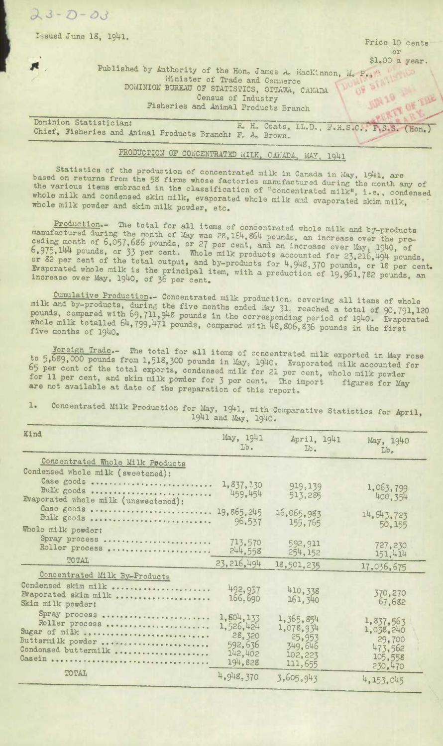23-D-03

Issued June 18, 1941.

Price 10 cents
or
$1.00 a year.

Published by Authority of the Hon. James A. MacKinnon, M. P.,
Minister of Trade and Commerce
DOMINION BUREAU OF STATISTICS, OTTAWA, CANADA
Census of Industry
Fisheries and Animal Products Branch

Dominion Statistician: R. H. Coats, LL.D., F.R.S.C., F.S.S. (Hon.)
Chief, Fisheries and Animal Products Branch: F. A. Brown.

## PRODUCTION OF CONCENTRATED MILK, CANADA, MAY, 1941

Statistics of the production of concentrated milk in Canada in May, 1941, are based on returns from the 58 firms whose factories manufactured during the month any of the various items embraced in the classification of "concentrated milk", i.e., condensed whole milk and condensed skim milk, evaporated whole milk and evaporated skim milk, whole milk powder and skim milk powder, etc.

Production.- The total for all items of concentrated whole milk and by-products manufactured during the month of May was 28,164,864 pounds, an increase over the preceding month of 6,057,686 pounds, or 27 per cent, and an increase over May, 1940, of 6,975,144 pounds, or 33 per cent. Whole milk products accounted for 23,216,494 pounds, or 82 per cent of the total output, and by-products for 4,948,370 pounds, or 18 per cent. Evaporated whole milk is the principal item, with a production of 19,961,782 pounds, an increase over May, 1940, of 36 per cent.

Cumulative Production.- Concentrated milk production, covering all items of whole milk and by-products, during the five months ended May 31, reached a total of 90,791,120 pounds, compared with 69,711,948 pounds in the corresponding period of 1940. Evaporated whole milk totalled 64,799,471 pounds, compared with 48,806,836 pounds in the first five months of 1940.

Foreign Trade.- The total for all items of concentrated milk exported in May rose to 5,689,000 pounds from 1,518,300 pounds in May, 1940. Evaporated milk accounted for 65 per cent of the total exports, condensed milk for 21 per cent, whole milk powder for 11 per cent, and skim milk powder for 3 per cent. The import figures for May are not available at date of the preparation of this report.

1. Concentrated Milk Production for May, 1941, with Comparative Statistics for April, 1941 and May, 1940.

| Kind | May, 1941 Lb. | April, 1941 Lb. | May, 1940 Lb. |
|---|---|---|---|
| **Concentrated Whole Milk Products** | | | |
| Condensed whole milk (sweetened): | | | |
| Case goods | 1,837,130 | 919,139 | 1,063,799 |
| Bulk goods | 459,454 | 513,285 | 400,354 |
| Evaporated whole milk (unsweetened): | | | |
| Case goods | 19,865,245 | 16,065,983 | 14,643,723 |
| Bulk goods | 96,537 | 155,765 | 50,155 |
| Whole milk powder: | | | |
| Spray process | 713,570 | 592,911 | 727,230 |
| Roller process | 244,558 | 254,152 | 151,414 |
| TOTAL | 23,216,494 | 18,501,235 | 17,036,675 |
| **Concentrated Milk By-Products** | | | |
| Condensed skim milk | 492,957 | 410,338 | 370,270 |
| Evaporated skim milk | 166,690 | 161,340 | 67,682 |
| Skim milk powder: | | | |
| Spray process | 1,804,133 | 1,365,854 | 1,837,563 |
| Roller process | 1,526,424 | 1,078,934 | 1,038,240 |
| Sugar of milk | 28,320 | 25,953 | 29,700 |
| Buttermilk powder | 592,636 | 349,646 | 473,562 |
| Condensed buttermilk | 142,402 | 102,223 | 105,558 |
| Casein | 194,828 | 111,655 | 230,470 |
| TOTAL | 4,948,370 | 3,605,943 | 4,153,045 |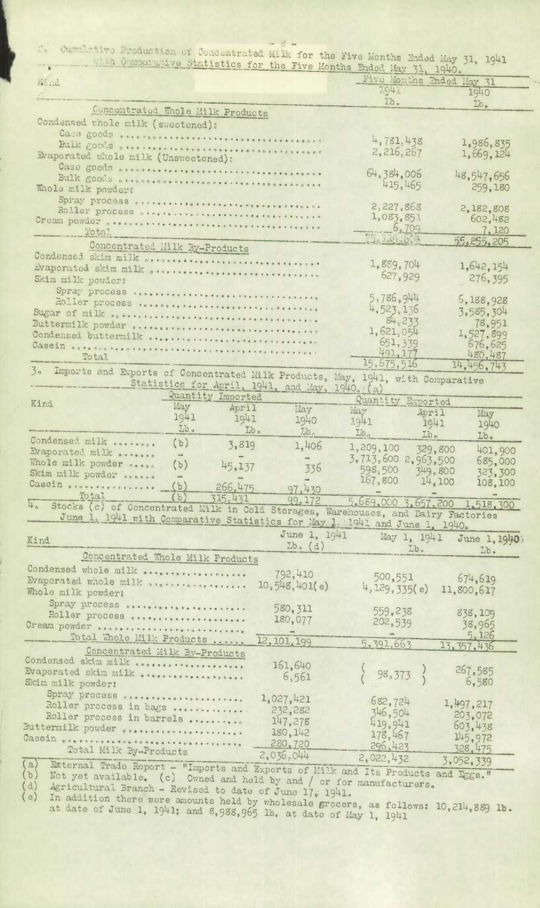2. Cumulative Production of Concentrated Milk for the Five Months Ended May 31, 1941 with Comparative Statistics for the Five Months Ended May 31, 1940.

| Kind | Five Months Ended May 31 1941 Lb. | 1940 Lb. |
|---|---|---|
| **Concentrated Whole Milk Products** | | |
| Condensed whole milk (sweetened): | | |
| Case goods | 4,781,438 | 1,986,835 |
| Bulk goods | 2,216,267 | 1,669,124 |
| Evaporated whole milk (Unsweetened): | | |
| Case goods | 64,384,006 | 48,547,656 |
| Bulk goods | 415,465 | 259,180 |
| Whole milk powder: | | |
| Spray process | 2,227,868 | 2,182,808 |
| Roller process | 1,083,851 | 602,482 |
| Cream powder | 6,709 | 7,120 |
| Total | | 55,255,205 |
| **Concentrated Milk By-Products** | | |
| Condensed skim milk | 1,889,704 | 1,642,154 |
| Evaporated skim milk | 627,929 | 276,395 |
| Skim milk powder: | | |
| Spray process | 5,786,944 | 6,188,928 |
| Roller process | 4,523,136 | 3,585,304 |
| Sugar of milk | 84,233 | 78,951 |
| Buttermilk powder | 1,621,054 | 1,527,899 |
| Condensed buttermilk | 651,339 | 676,625 |
| Casein | 491,177 | 480,487 |
| Total | 15,675,516 | 14,456,743 |

3. Imports and Exports of Concentrated Milk Products, May, 1941, with Comparative Statistics for April, 1941, and May, 1940. (a)

| Kind | Quantity Imported May 1941 Lb. | April 1941 Lb. | May 1940 Lb. | Quantity Exported May 1941 Lb. | April 1941 Lb. | May 1940 Lb. |
|---|---|---|---|---|---|---|
| Condensed milk | (b) | 3,819 | 1,406 | 1,209,100 | 329,800 | 401,900 |
| Evaporated milk | - | - | - | 3,713,600 | 2,963,500 | 685,000 |
| Whole milk powder | (b) | 45,137 | 336 | 598,500 | 349,800 | 323,300 |
| Skim milk powder | - | - | - | 167,800 | 14,100 | 108,100 |
| Casein | (b) | 266,475 | 97,430 | - | - | - |
| Total | (b) | 315,431 | 99,172 | 5,689,000 | 3,657,200 | 1,518,300 |

4. Stocks (c) of Concentrated Milk in Cold Storages, Warehouses, and Dairy Factories June 1, 1941 with Comparative Statistics for May 1, 1941 and June 1, 1940.

| Kind | June 1, 1941 Lb. (d) | May 1, 1941 Lb. | June 1, 1940 Lb. |
|---|---|---|---|
| **Concentrated Whole Milk Products** | | | |
| Condensed whole milk | 792,410 | 500,551 | 674,619 |
| Evaporated whole milk | 10,548,401(e) | 4,129,335(e) | 11,800,617 |
| Whole milk powder: | | | |
| Spray process | 580,311 | 559,238 | 838,109 |
| Roller process | 180,077 | 202,539 | 38,965 |
| Cream powder | - | - | 5,126 |
| Total Whole Milk Products | 12,101,199 | 5,391,663 | 13,357,436 |
| **Concentrated Milk By-Products** | | | |
| Condensed skim milk | 161,640 | 98,373 | 267,585 |
| Evaporated skim milk | 6,561 | | 6,580 |
| Skim milk powder: | | | |
| Spray process | 1,027,421 | 682,724 | 1,497,217 |
| Roller process in bags | 232,282 | 346,504 | 203,072 |
| Roller process in barrels | 147,278 | 419,941 | 603,438 |
| Buttermilk powder | 180,142 | 178,467 | 145,972 |
| Casein | 280,720 | 296,423 | 328,475 |
| Total Milk By-Products | 2,036,044 | 2,022,432 | 3,052,339 |

(a) External Trade Report - "Imports and Exports of Milk and Its Products and Eggs."
(b) Not yet available. (c) Owned and held by and / or for manufacturers.
(d) Agricultural Branch - Revised to date of June 17, 1941.
(e) In addition there were amounts held by wholesale grocers, as follows: 10,214,889 lb. at date of June 1, 1941; and 8,988,965 lb. at date of May 1, 1941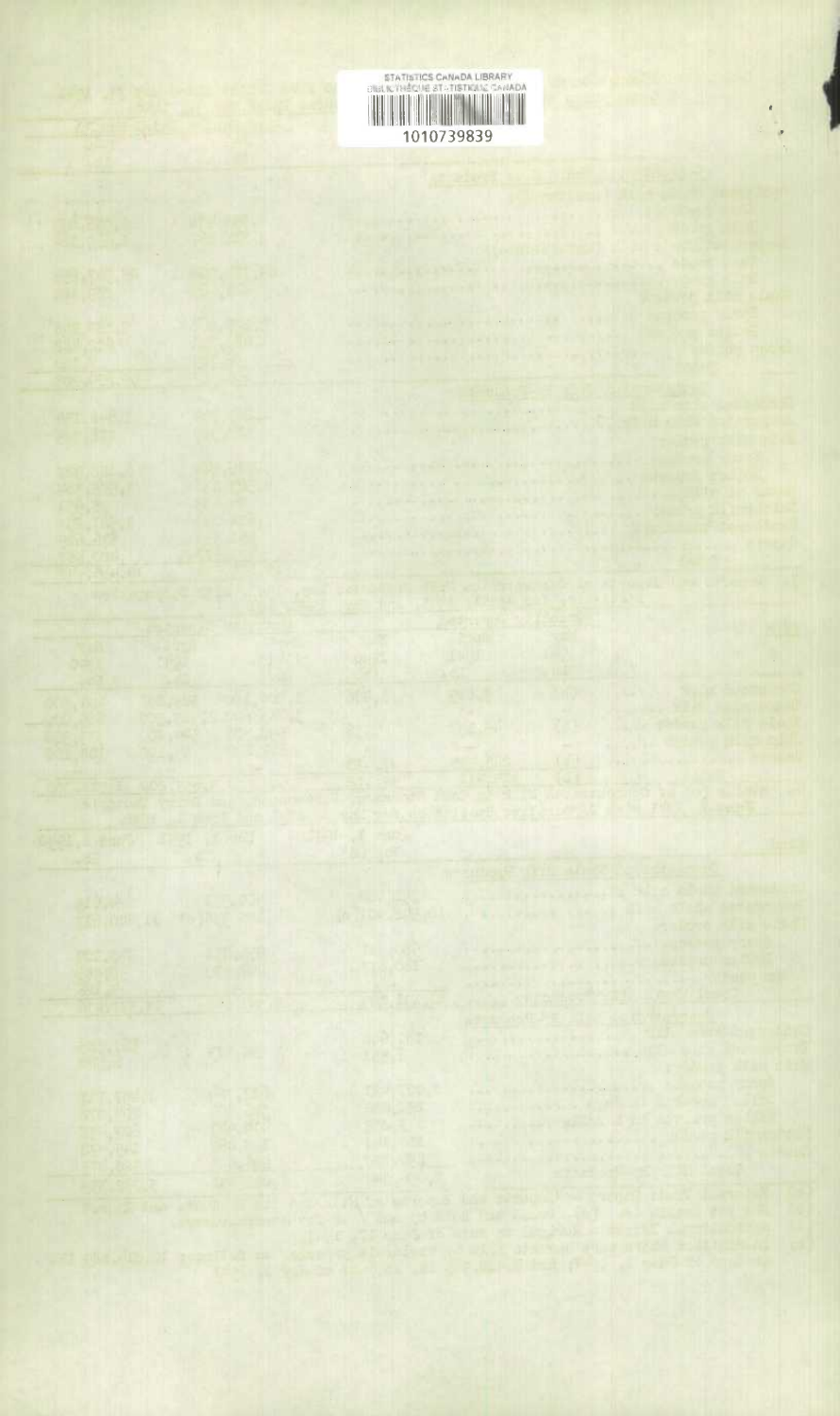STATISTICS CANADA LIBRARY
BIBLIOTHÈQUE STATISTIQUE CANADA

1010739839